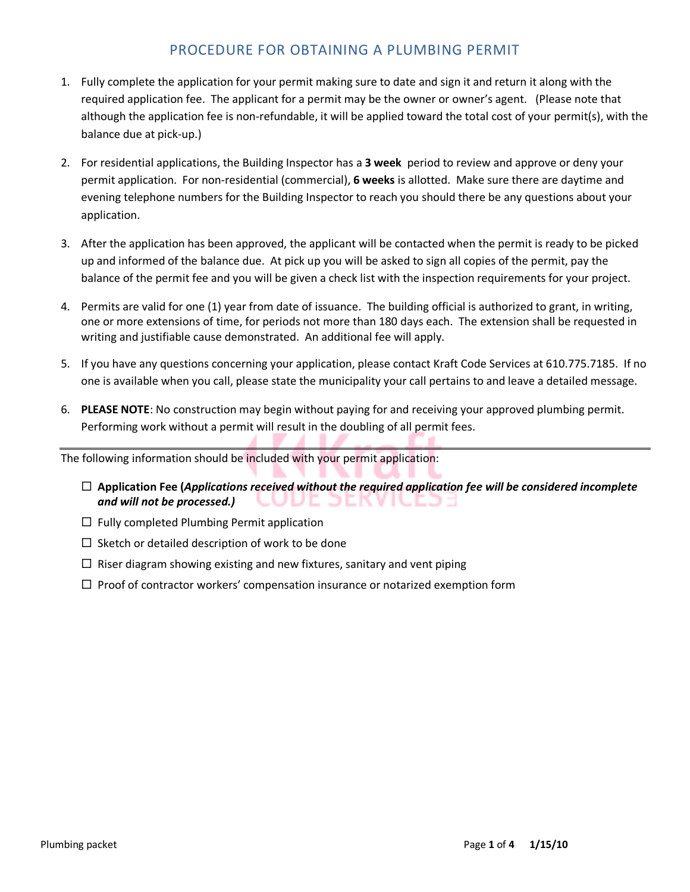# PROCEDURE FOR OBTAINING A PLUMBING PERMIT

1. Fully complete the application for your permit making sure to date and sign it and return it along with the required application fee. The applicant for a permit may be the owner or owner's agent. (Please note that although the application fee is non-refundable, it will be applied toward the total cost of your permit(s), with the balance due at pick-up.)

2. For residential applications, the Building Inspector has a **3 week** period to review and approve or deny your permit application. For non-residential (commercial), **6 weeks** is allotted. Make sure there are daytime and evening telephone numbers for the Building Inspector to reach you should there be any questions about your application.

3. After the application has been approved, the applicant will be contacted when the permit is ready to be picked up and informed of the balance due. At pick up you will be asked to sign all copies of the permit, pay the balance of the permit fee and you will be given a check list with the inspection requirements for your project.

4. Permits are valid for one (1) year from date of issuance. The building official is authorized to grant, in writing, one or more extensions of time, for periods not more than 180 days each. The extension shall be requested in writing and justifiable cause demonstrated. An additional fee will apply.

5. If you have any questions concerning your application, please contact Kraft Code Services at 610.775.7185. If no one is available when you call, please state the municipality your call pertains to and leave a detailed message.

6. **PLEASE NOTE**: No construction may begin without paying for and receiving your approved plumbing permit. Performing work without a permit will result in the doubling of all permit fees.

---

The following information should be included with your permit application:

- ☐ **Application Fee (*Applications received without the required application fee will be considered incomplete and will not be processed.*)**
- ☐ Fully completed Plumbing Permit application
- ☐ Sketch or detailed description of work to be done
- ☐ Riser diagram showing existing and new fixtures, sanitary and vent piping
- ☐ Proof of contractor workers' compensation insurance or notarized exemption form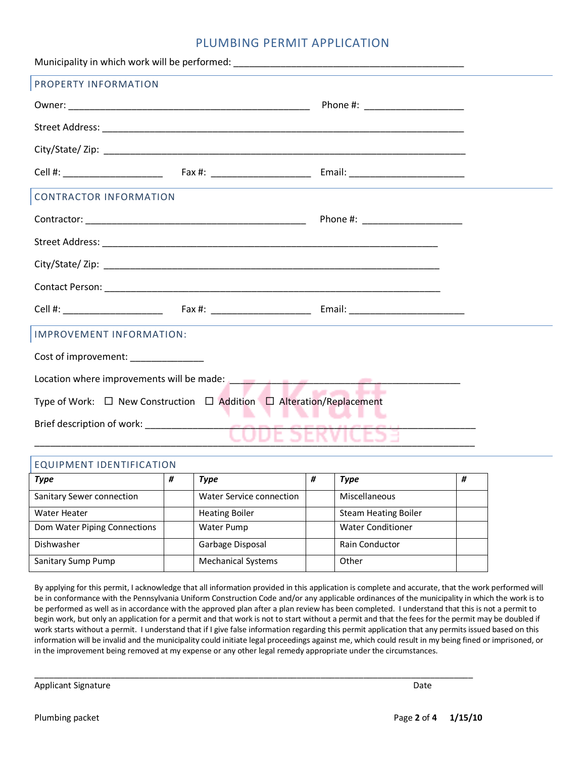# PLUMBING PERMIT APPLICATION

Municipality in which work will be performed: _______________________________________________

## PROPERTY INFORMATION

Owner: _________________________________________________ Phone #: ____________________

Street Address: _________________________________________________________________________

City/State/ Zip: _________________________________________________________________________

Cell #: ____________________ Fax #: ____________________ Email: _______________________

## CONTRACTOR INFORMATION

Contractor: ____________________________________________ Phone #: ____________________

Street Address: ____________________________________________________________________

City/State/ Zip: ____________________________________________________________________

Contact Person: ____________________________________________________________________

Cell #: ____________________ Fax #: ____________________ Email: _______________________

## IMPROVEMENT INFORMATION:

Cost of improvement: ______________

Location where improvements will be made: _______________________________________________

Type of Work: ☐ New Construction ☐ Addition ☐ Alteration/Replacement

Brief description of work: ________________________________________________________________

_____________________________________________________________________________________

## EQUIPMENT IDENTIFICATION

| *Type* | *#* | *Type* | *#* | *Type* | *#* |
|---|---|---|---|---|---|
| Sanitary Sewer connection | | Water Service connection | | Miscellaneous | |
| Water Heater | | Heating Boiler | | Steam Heating Boiler | |
| Dom Water Piping Connections | | Water Pump | | Water Conditioner | |
| Dishwasher | | Garbage Disposal | | Rain Conductor | |
| Sanitary Sump Pump | | Mechanical Systems | | Other | |

By applying for this permit, I acknowledge that all information provided in this application is complete and accurate, that the work performed will be in conformance with the Pennsylvania Uniform Construction Code and/or any applicable ordinances of the municipality in which the work is to be performed as well as in accordance with the approved plan after a plan review has been completed. I understand that this is not a permit to begin work, but only an application for a permit and that work is not to start without a permit and that the fees for the permit may be doubled if work starts without a permit. I understand that if I give false information regarding this permit application that any permits issued based on this information will be invalid and the municipality could initiate legal proceedings against me, which could result in my being fined or imprisoned, or in the improvement being removed at my expense or any other legal remedy appropriate under the circumstances.

_____________________________________________________________________________________

Applicant Signature Date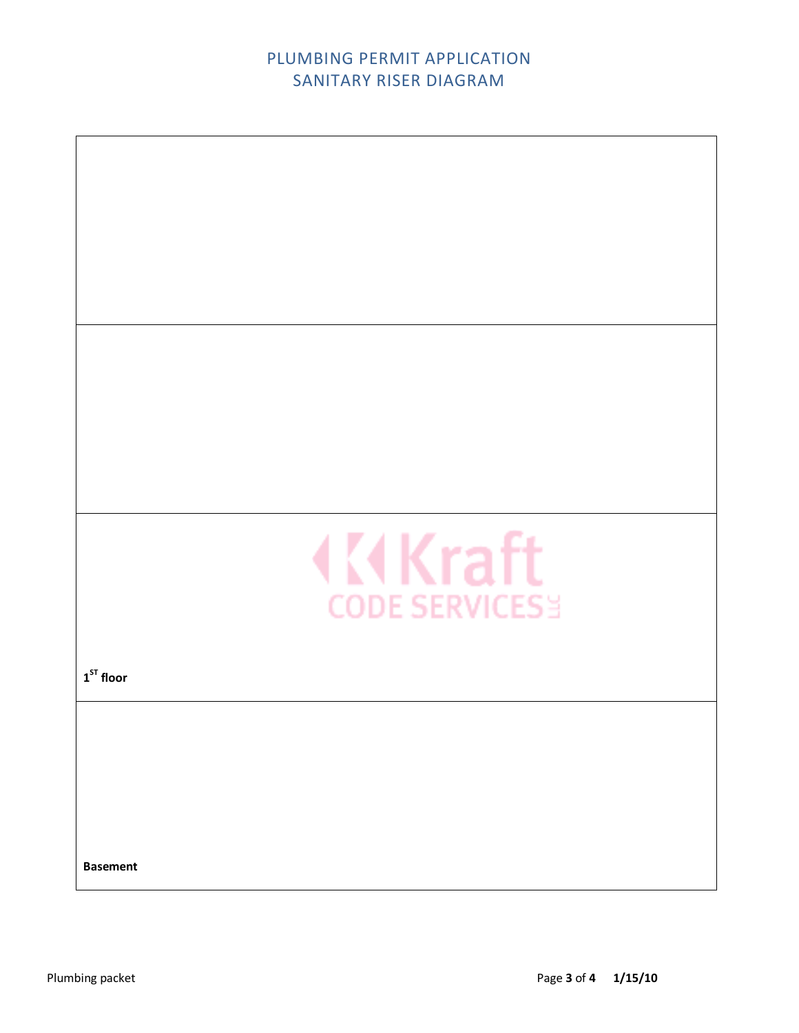# PLUMBING PERMIT APPLICATION
## SANITARY RISER DIAGRAM

| |
|---|
| |
| |
| **1ST floor** |
| **Basement** |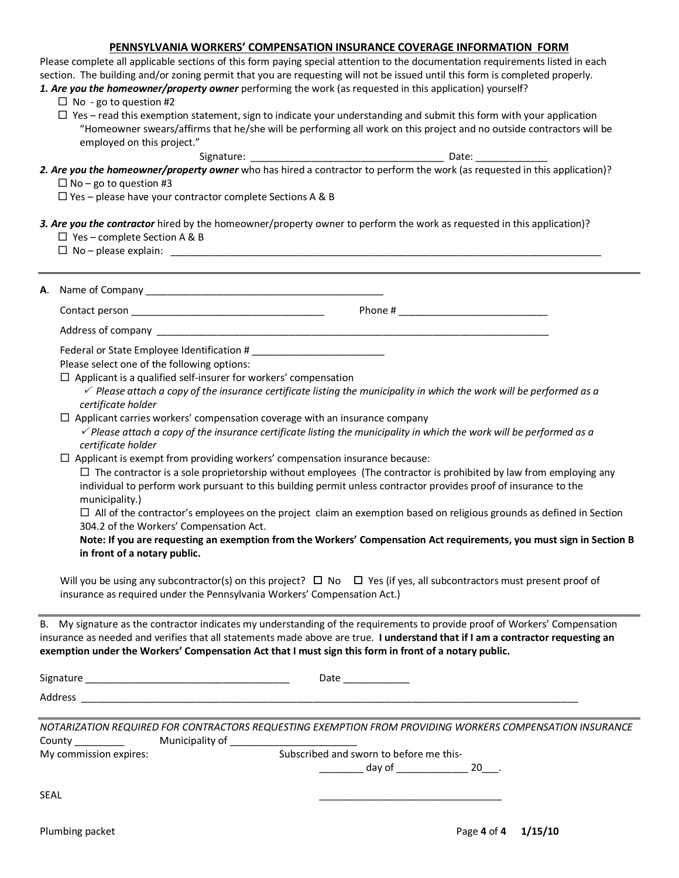# PENNSYLVANIA WORKERS' COMPENSATION INSURANCE COVERAGE INFORMATION FORM

Please complete all applicable sections of this form paying special attention to the documentation requirements listed in each section. The building and/or zoning permit that you are requesting will not be issued until this form is completed properly.

***1. Are you the homeowner/property owner*** performing the work (as requested in this application) yourself?

- ☐ No - go to question #2
- ☐ Yes – read this exemption statement, sign to indicate your understanding and submit this form with your application "Homeowner swears/affirms that he/she will be performing all work on this project and no outside contractors will be employed on this project."

Signature: ___________________________________ Date: _____________

***2. Are you the homeowner/property owner*** who has hired a contractor to perform the work (as requested in this application)?

- ☐ No – go to question #3
- ☐ Yes – please have your contractor complete Sections A & B

***3. Are you the contractor*** hired by the homeowner/property owner to perform the work as requested in this application)?

- ☐ Yes – complete Section A & B
- ☐ No – please explain: ___________________________________________________________________________________

---

**A.** Name of Company _____________________________________________

Contact person ____________________________________ Phone # ____________________________

Address of company ___________________________________________________________________________

Federal or State Employee Identification # ________________________

Please select one of the following options:

- ☐ Applicant is a qualified self-insurer for workers' compensation
  - ✓ *Please attach a copy of the insurance certificate listing the municipality in which the work will be performed as a certificate holder*
- ☐ Applicant carries workers' compensation coverage with an insurance company
  - ✓ *Please attach a copy of the insurance certificate listing the municipality in which the work will be performed as a certificate holder*
- ☐ Applicant is exempt from providing workers' compensation insurance because:
  - ☐ The contractor is a sole proprietorship without employees (The contractor is prohibited by law from employing any individual to perform work pursuant to this building permit unless contractor provides proof of insurance to the municipality.)
  - ☐ All of the contractor's employees on the project claim an exemption based on religious grounds as defined in Section 304.2 of the Workers' Compensation Act.

  **Note: If you are requesting an exemption from the Workers' Compensation Act requirements, you must sign in Section B in front of a notary public.**

Will you be using any subcontractor(s) on this project? ☐ No ☐ Yes (if yes, all subcontractors must present proof of insurance as required under the Pennsylvania Workers' Compensation Act.)

---

B. My signature as the contractor indicates my understanding of the requirements to provide proof of Workers' Compensation insurance as needed and verifies that all statements made above are true. **I understand that if I am a contractor requesting an exemption under the Workers' Compensation Act that I must sign this form in front of a notary public.**

Signature _____________________________________ Date ____________

Address ___________________________________________________________________________________________

---

*NOTARIZATION REQUIRED FOR CONTRACTORS REQUESTING EXEMPTION FROM PROVIDING WORKERS COMPENSATION INSURANCE*

County _________ Municipality of ________________________

My commission expires: Subscribed and sworn to before me this-

________ day of _____________ 20___.

SEAL __________________________________

Plumbing packet 1/15/10